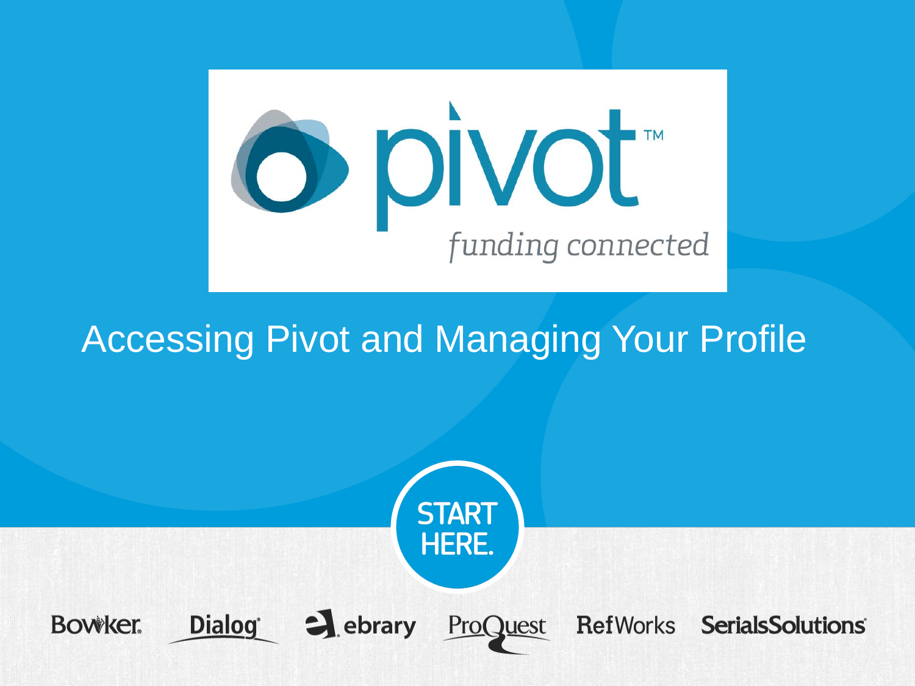pivot™

*funding connected*

# Accessing Pivot and Managing Your Profile

START HERE.

Bowker. Dialog ebrary ProQuest RefWorks SerialsSolutions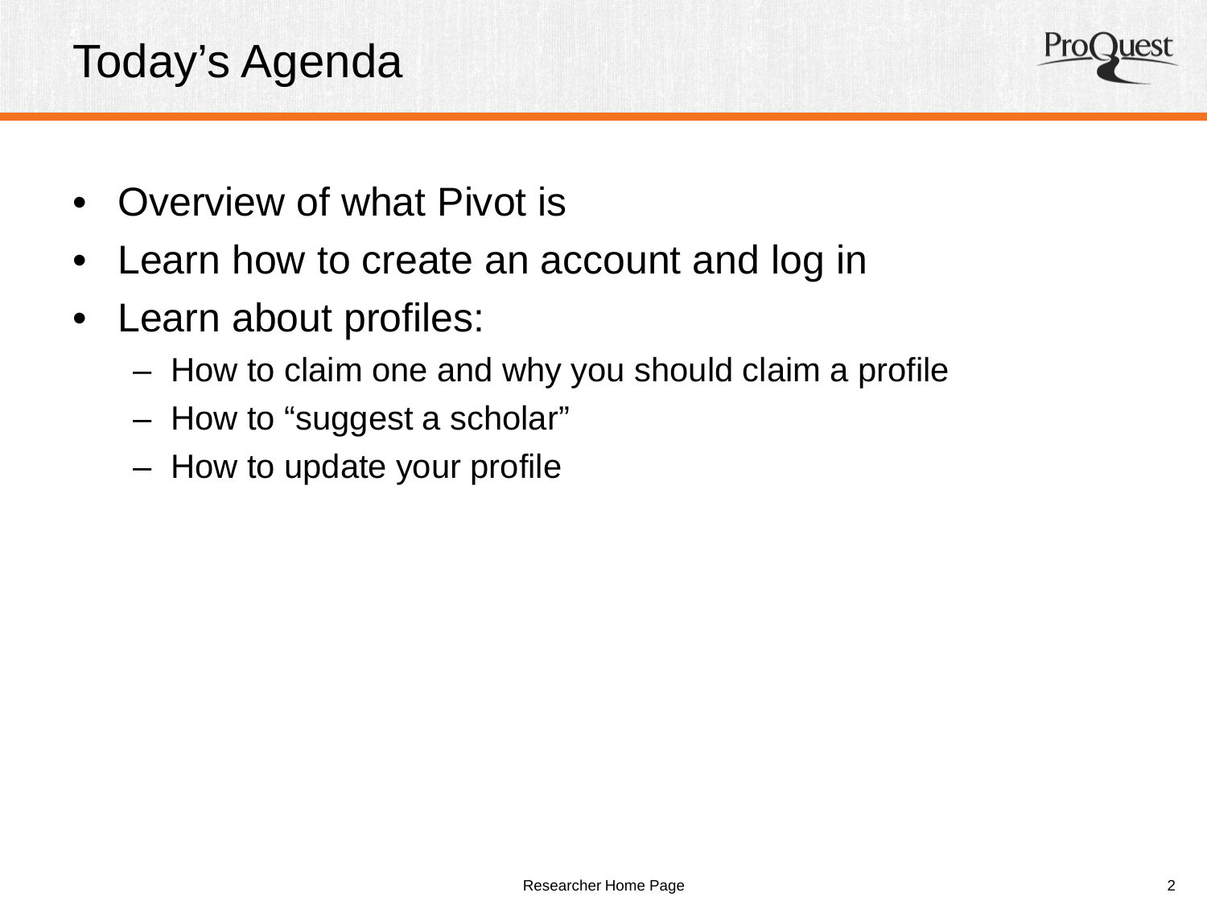# Today's Agenda

- Overview of what Pivot is
- Learn how to create an account and log in
- Learn about profiles:
  - How to claim one and why you should claim a profile
  - How to "suggest a scholar"
  - How to update your profile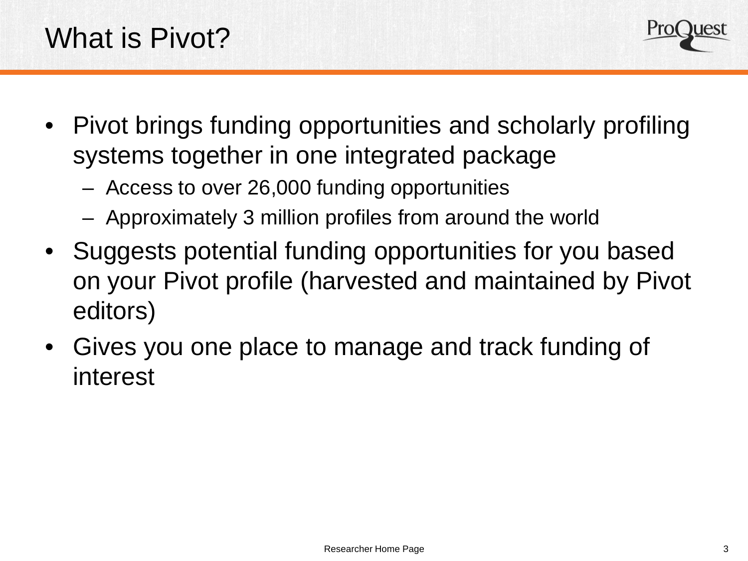# What is Pivot?

- Pivot brings funding opportunities and scholarly profiling systems together in one integrated package
  - Access to over 26,000 funding opportunities
  - Approximately 3 million profiles from around the world
- Suggests potential funding opportunities for you based on your Pivot profile (harvested and maintained by Pivot editors)
- Gives you one place to manage and track funding of interest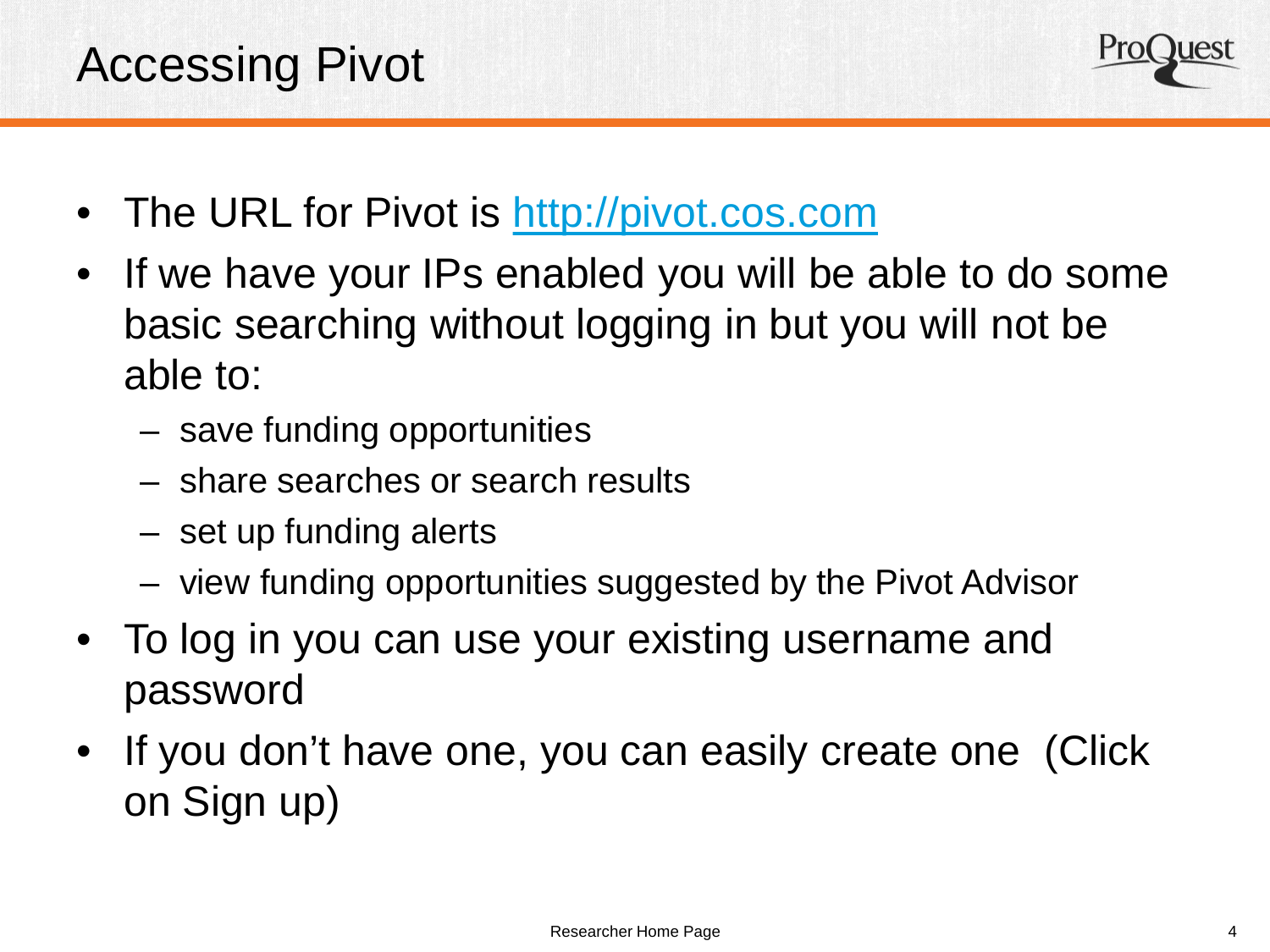# Accessing Pivot

- The URL for Pivot is http://pivot.cos.com
- If we have your IPs enabled you will be able to do some basic searching without logging in but you will not be able to:
  - save funding opportunities
  - share searches or search results
  - set up funding alerts
  - view funding opportunities suggested by the Pivot Advisor
- To log in you can use your existing username and password
- If you don't have one, you can easily create one (Click on Sign up)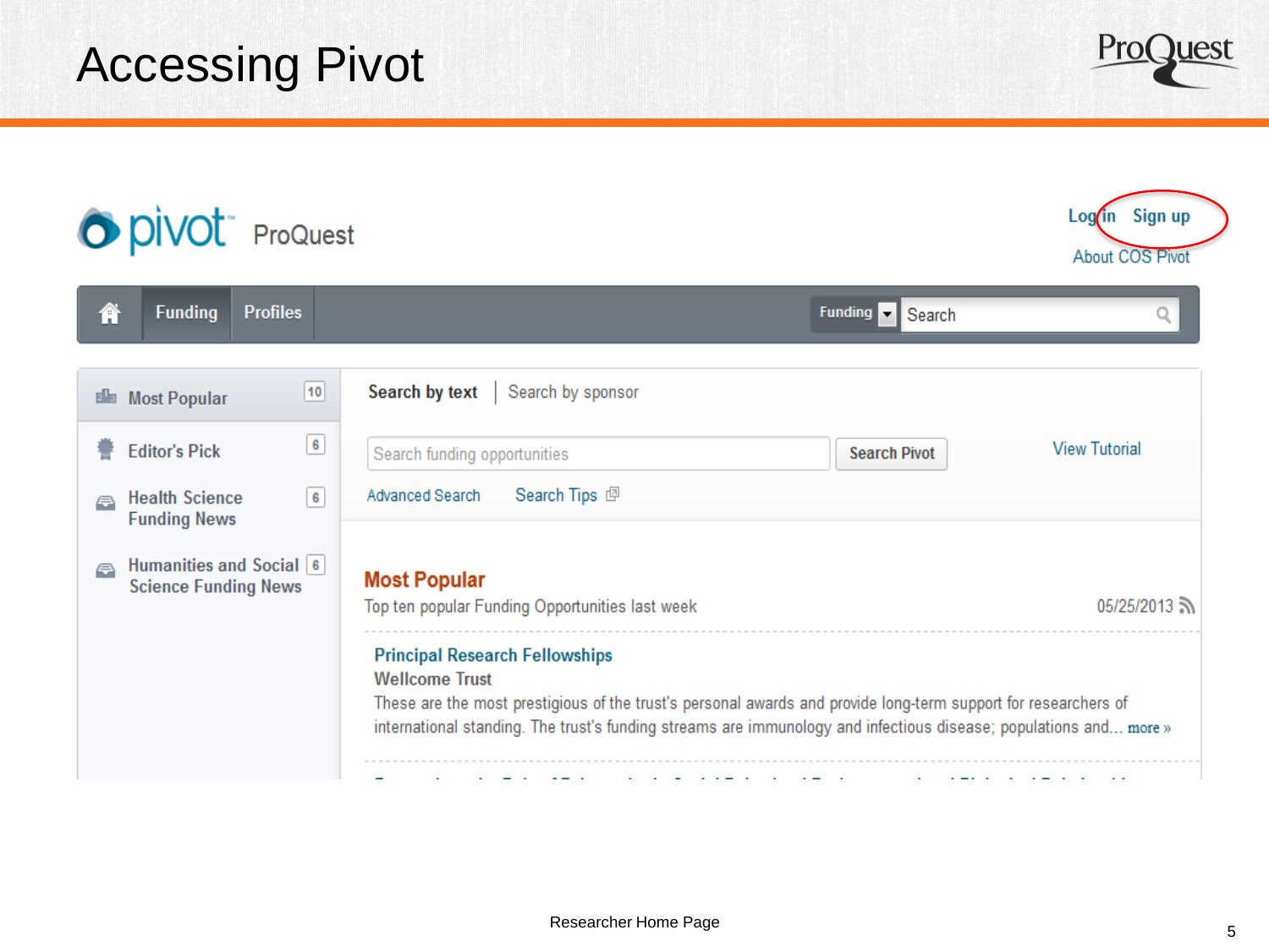# Accessing Pivot

pivot ProQuest

Log in Sign up

About COS Pivot

Funding | Profiles | Funding | Search

Most Popular 10

Editor's Pick 6

Health Science Funding News 6

Humanities and Social Science Funding News 6

Search by text | Search by sponsor

Search funding opportunities | Search Pivot

View Tutorial

Advanced Search | Search Tips

**Most Popular**

Top ten popular Funding Opportunities last week 05/25/2013

**Principal Research Fellowships**

**Wellcome Trust**

These are the most prestigious of the trust's personal awards and provide long-term support for researchers of international standing. The trust's funding streams are immunology and infectious disease; populations and... more »

Researcher Home Page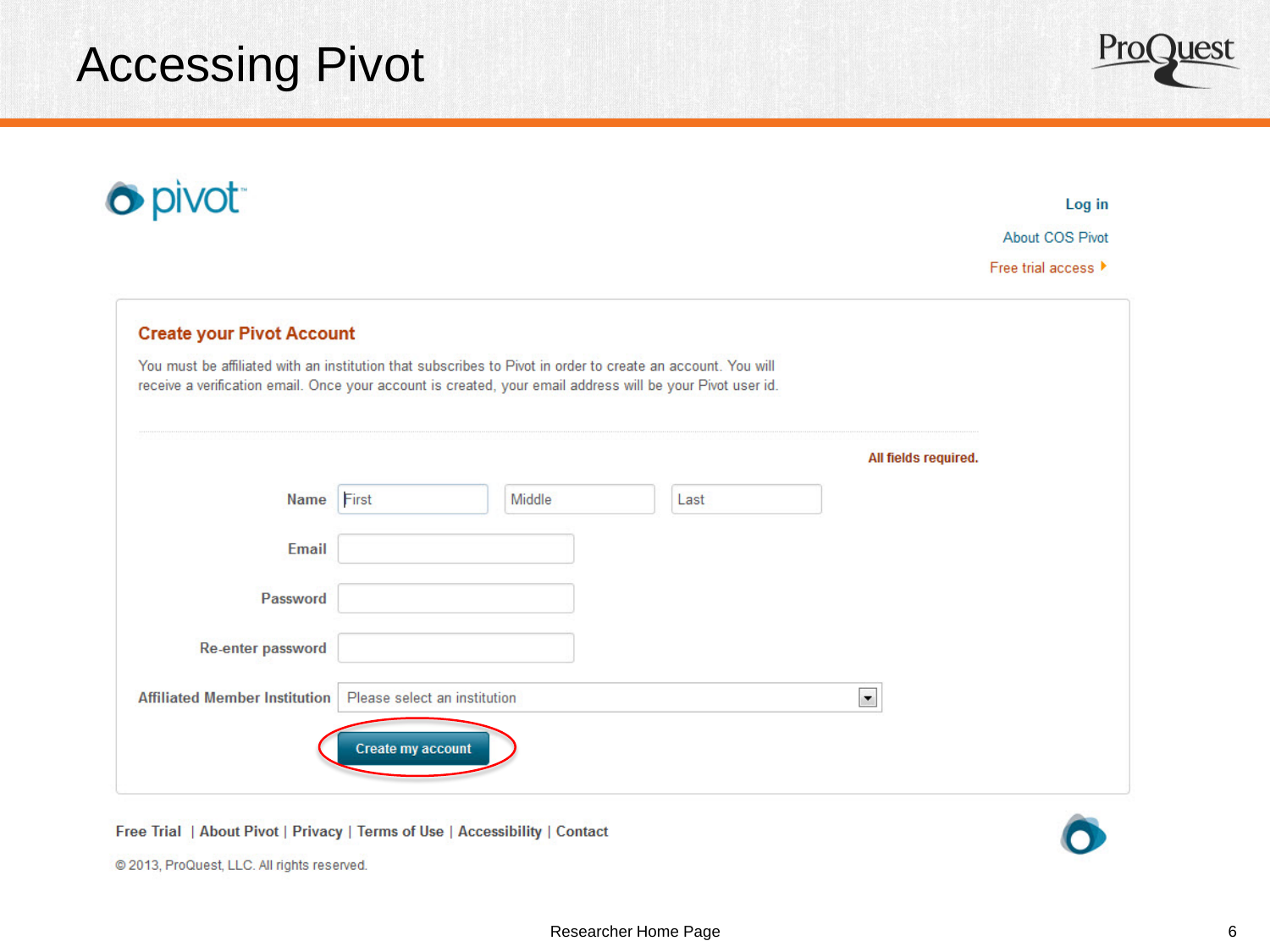# Accessing Pivot

pivot

Log in

About COS Pivot

Free trial access

## Create your Pivot Account

You must be affiliated with an institution that subscribes to Pivot in order to create an account. You will receive a verification email. Once your account is created, your email address will be your Pivot user id.

All fields required.

Name: First | Middle | Last

Email

Password

Re-enter password

Affiliated Member Institution: Please select an institution

Create my account

Free Trial | About Pivot | Privacy | Terms of Use | Accessibility | Contact

© 2013, ProQuest, LLC. All rights reserved.

Researcher Home Page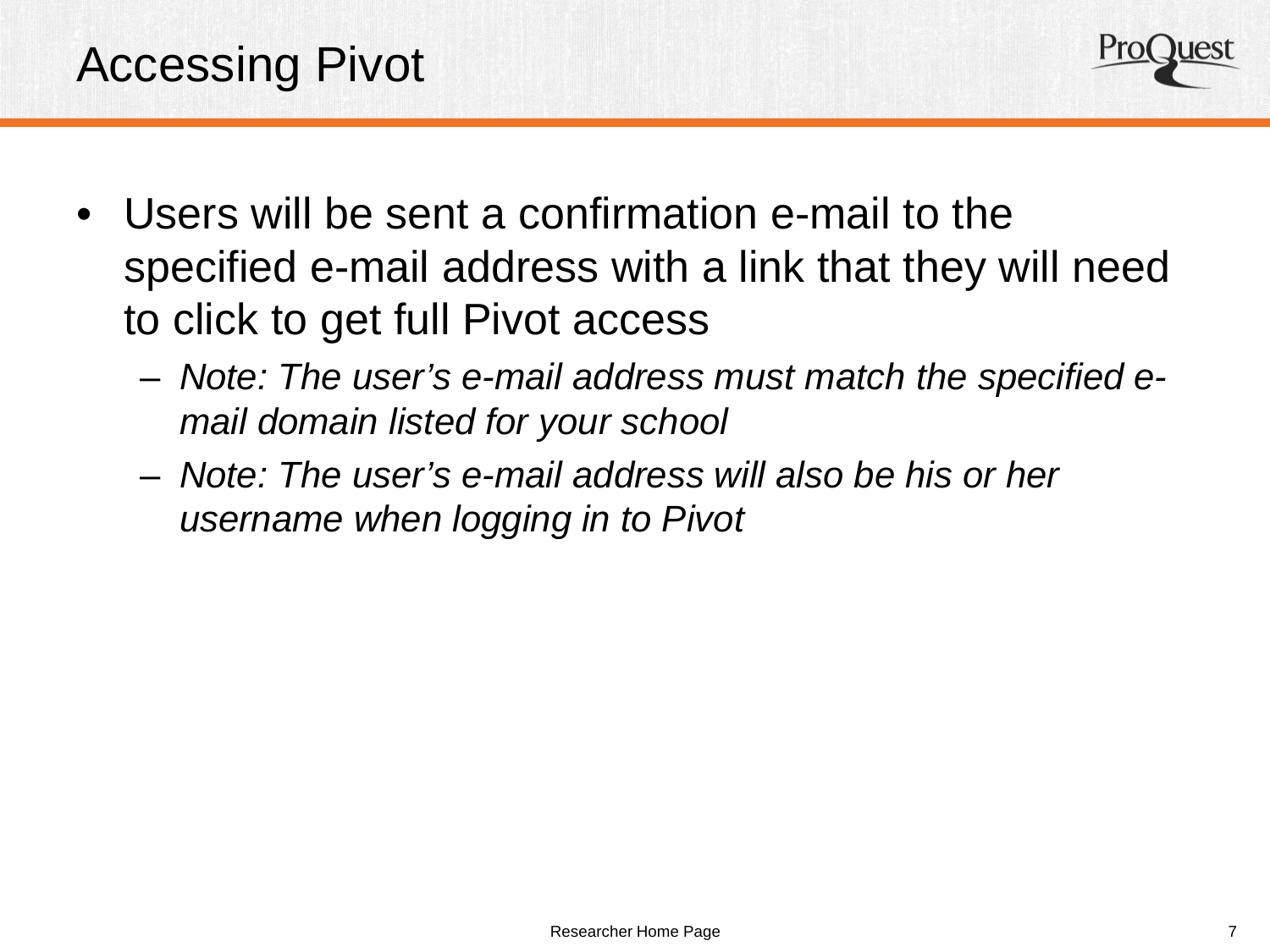# Accessing Pivot

- Users will be sent a confirmation e-mail to the specified e-mail address with a link that they will need to click to get full Pivot access
  - *Note: The user's e-mail address must match the specified e-mail domain listed for your school*
  - *Note: The user's e-mail address will also be his or her username when logging in to Pivot*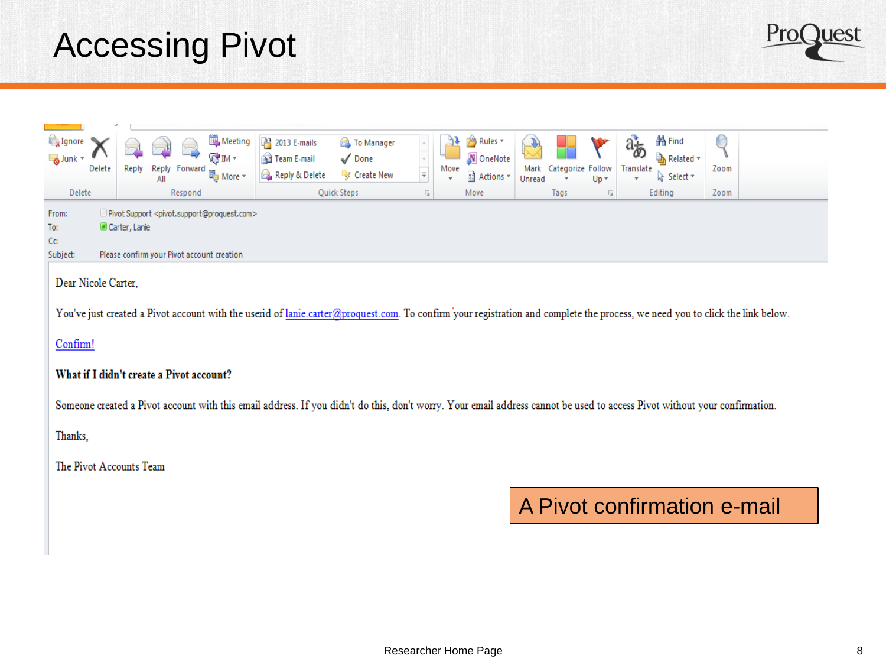# Accessing Pivot

From: Pivot Support <pivot.support@proquest.com>
To: Carter, Lanie
Cc:
Subject: Please confirm your Pivot account creation

Dear Nicole Carter,

You've just created a Pivot account with the userid of lanie.carter@proquest.com. To confirm your registration and complete the process, we need you to click the link below.

Confirm!

**What if I didn't create a Pivot account?**

Someone created a Pivot account with this email address. If you didn't do this, don't worry. Your email address cannot be used to access Pivot without your confirmation.

Thanks,

The Pivot Accounts Team

A Pivot confirmation e-mail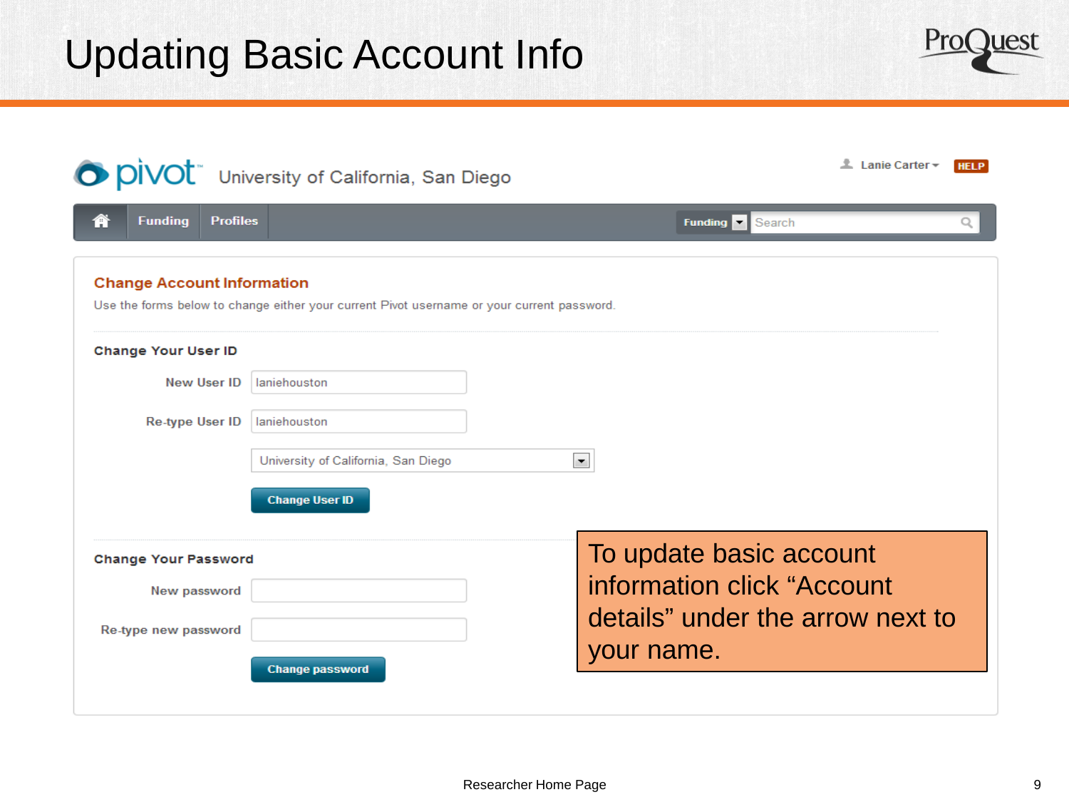# Updating Basic Account Info

pivot University of California, San Diego

Lanie Carter ▾ HELP

Funding | Profiles | Funding ▾ Search

## Change Account Information

Use the forms below to change either your current Pivot username or your current password.

### Change Your User ID

New User ID: laniehouston

Re-type User ID: laniehouston

University of California, San Diego

Change User ID

### Change Your Password

New password:

Re-type new password:

Change password

To update basic account information click "Account details" under the arrow next to your name.

Researcher Home Page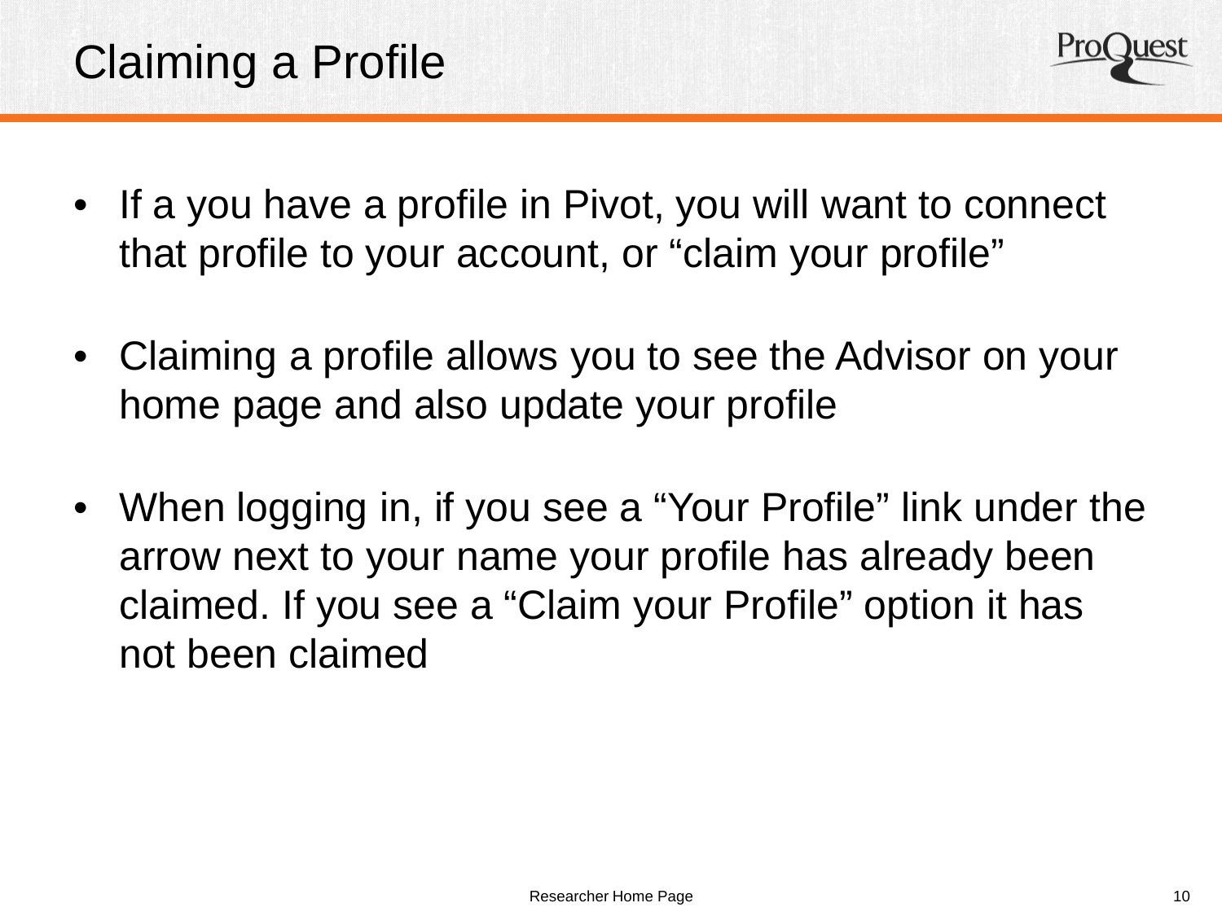# Claiming a Profile

- If a you have a profile in Pivot, you will want to connect that profile to your account, or “claim your profile”
- Claiming a profile allows you to see the Advisor on your home page and also update your profile
- When logging in, if you see a “Your Profile” link under the arrow next to your name your profile has already been claimed. If you see a “Claim your Profile” option it has not been claimed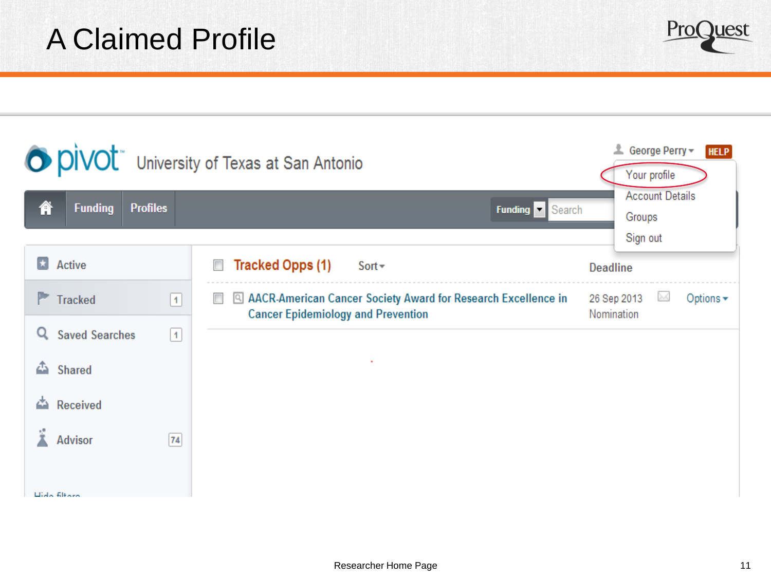# A Claimed Profile

pivot University of Texas at San Antonio

George Perry | HELP

- Your profile
- Account Details
- Groups
- Sign out

Funding | Profiles | Funding | Search

- Active
- Tracked 1
- Saved Searches 1
- Shared
- Received
- Advisor 74

Hide filters

Tracked Opps (1) Sort

| | Deadline | |
|---|---|---|
| AACR-American Cancer Society Award for Research Excellence in Cancer Epidemiology and Prevention | 26 Sep 2013 Nomination | Options |

Researcher Home Page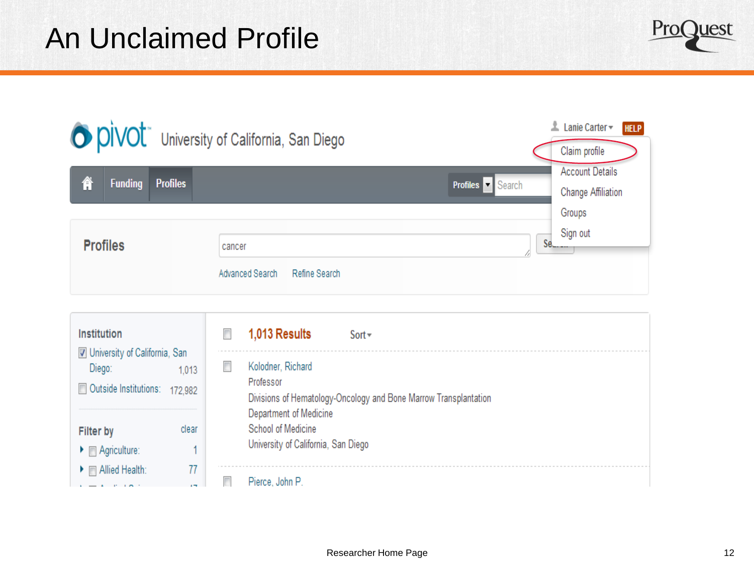# An Unclaimed Profile

pivot University of California, San Diego

Lanie Carter ▾ HELP

- Claim profile
- Account Details
- Change Affiliation
- Groups
- Sign out

Funding | Profiles | Profiles ▾ Search

**Profiles**

cancer

Advanced Search    Refine Search

**Institution**

- ☑ University of California, San Diego: 1,013
- ☐ Outside Institutions: 172,982

**Filter by** clear

- ☐ Agriculture: 1
- ☐ Allied Health: 77

**1,013 Results**    Sort ▾

Kolodner, Richard
Professor
Divisions of Hematology-Oncology and Bone Marrow Transplantation
Department of Medicine
School of Medicine
University of California, San Diego

Pierce, John P.

Researcher Home Page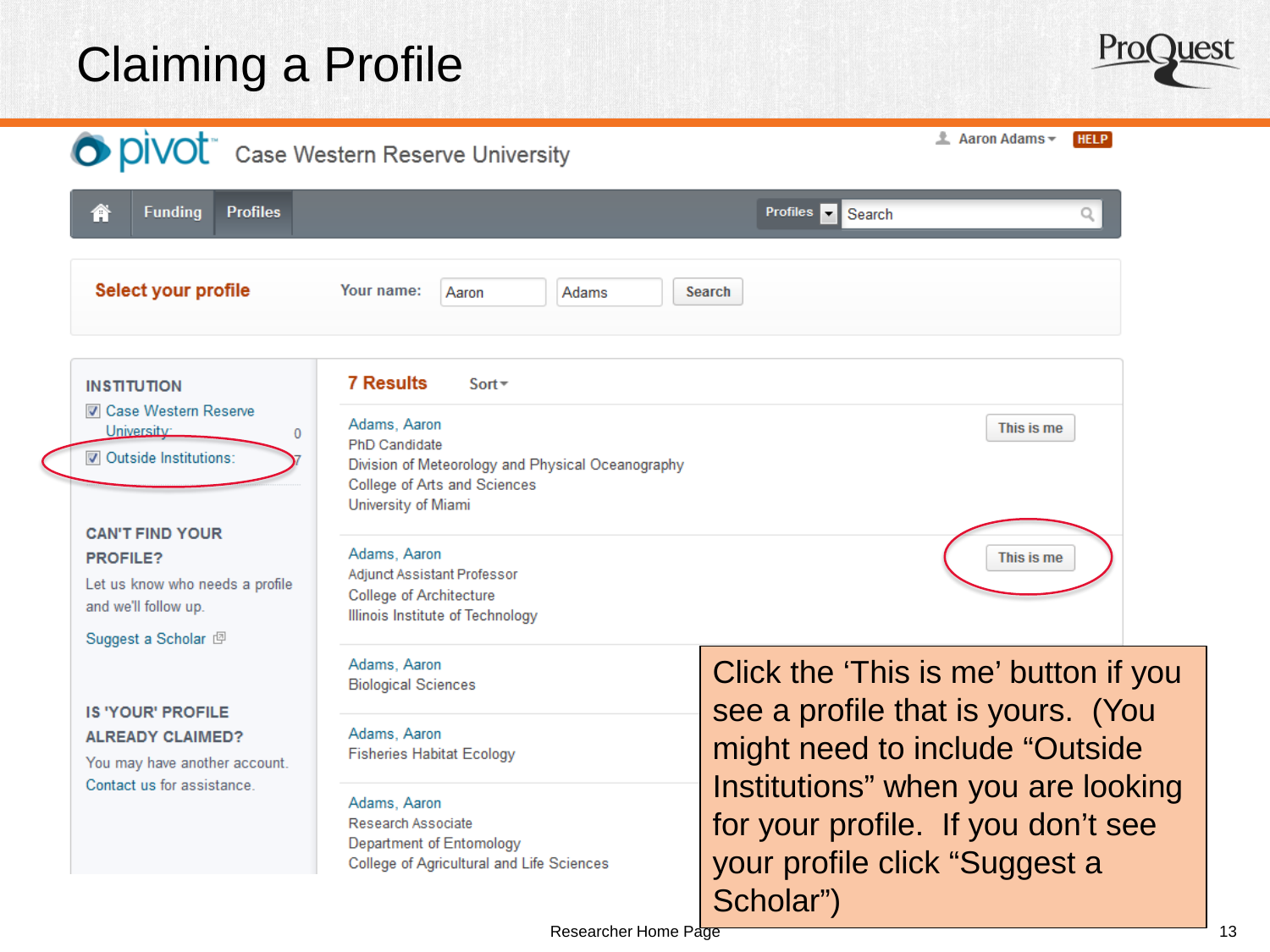# Claiming a Profile

pivot — Case Western Reserve University

Aaron Adams | HELP

Funding | Profiles | Profiles | Search

**Select your profile** — Your name: Aaron | Adams | Search

**INSTITUTION**

- Case Western Reserve University 0
- Outside Institutions: 7

**CAN'T FIND YOUR PROFILE?**

Let us know who needs a profile and we'll follow up.

Suggest a Scholar

**IS 'YOUR' PROFILE ALREADY CLAIMED?**

You may have another account. Contact us for assistance.

**7 Results** Sort

Adams, Aaron
PhD Candidate
Division of Meteorology and Physical Oceanography
College of Arts and Sciences
University of Miami
This is me

Adams, Aaron
Adjunct Assistant Professor
College of Architecture
Illinois Institute of Technology
This is me

Adams, Aaron
Biological Sciences

Adams, Aaron
Fisheries Habitat Ecology

Adams, Aaron
Research Associate
Department of Entomology
College of Agricultural and Life Sciences

Click the 'This is me' button if you see a profile that is yours. (You might need to include "Outside Institutions" when you are looking for your profile. If you don't see your profile click "Suggest a Scholar")

Researcher Home Page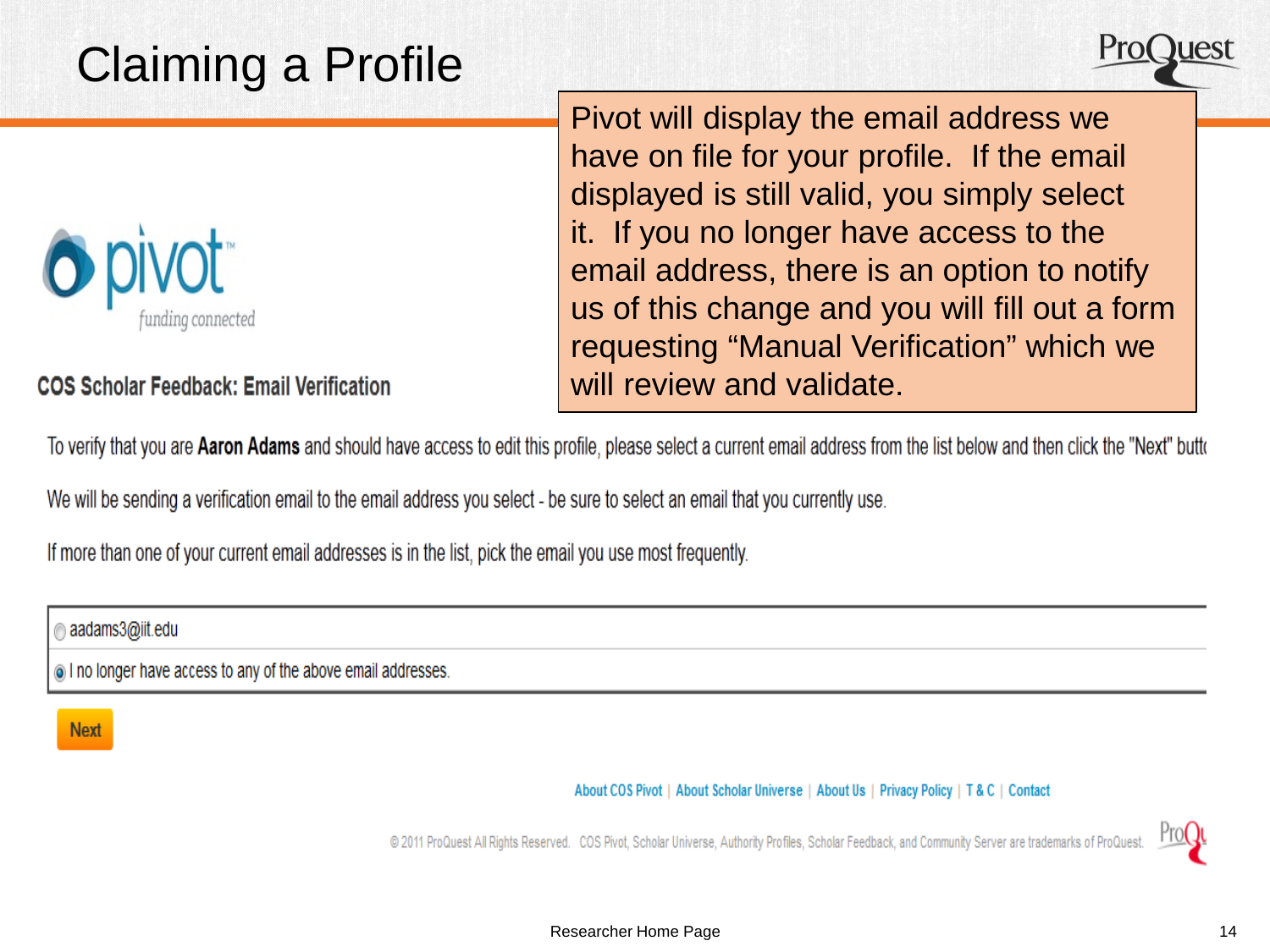# Claiming a Profile

Pivot will display the email address we have on file for your profile. If the email displayed is still valid, you simply select it. If you no longer have access to the email address, there is an option to notify us of this change and you will fill out a form requesting "Manual Verification" which we will review and validate.

pivot
funding connected

**COS Scholar Feedback: Email Verification**

To verify that you are **Aaron Adams** and should have access to edit this profile, please select a current email address from the list below and then click the "Next" butt

We will be sending a verification email to the email address you select - be sure to select an email that you currently use.

If more than one of your current email addresses is in the list, pick the email you use most frequently.

- ○ aadams3@iit.edu
- ◉ I no longer have access to any of the above email addresses.

Next

About COS Pivot | About Scholar Universe | About Us | Privacy Policy | T & C | Contact

© 2011 ProQuest All Rights Reserved. COS Pivot, Scholar Universe, Authority Profiles, Scholar Feedback, and Community Server are trademarks of ProQuest.

Researcher Home Page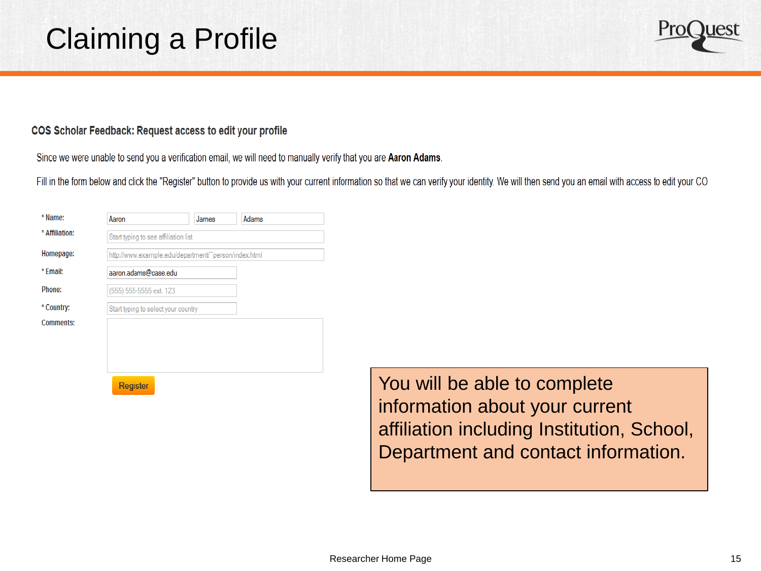# Claiming a Profile

### COS Scholar Feedback: Request access to edit your profile

Since we were unable to send you a verification email, we will need to manually verify that you are **Aaron Adams**.

Fill in the form below and click the "Register" button to provide us with your current information so that we can verify your identity. We will then send you an email with access to edit your CO

| | | | |
|---|---|---|---|
| * Name: | Aaron | James | Adams |
| * Affiliation: | Start typing to see affiliation list | | |
| Homepage: | http://www.example.edu/department/~person/index.html | | |
| * Email: | aaron.adams@case.edu | | |
| Phone: | (555) 555-5555 ext. 123 | | |
| * Country: | Start typing to select your country | | |
| Comments: | | | |

Register

You will be able to complete information about your current affiliation including Institution, School, Department and contact information.

Researcher Home Page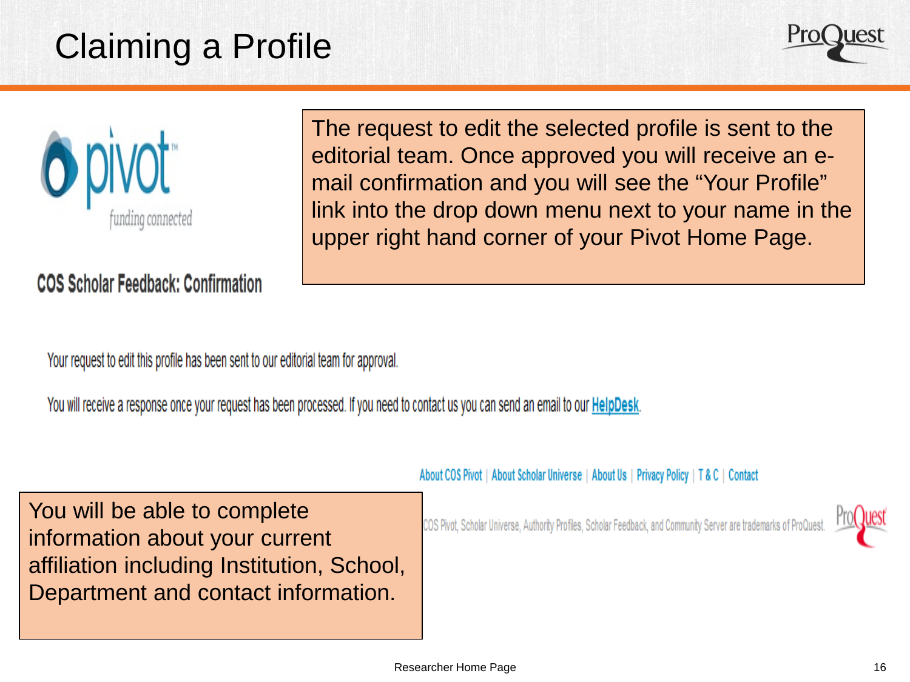# Claiming a Profile

The request to edit the selected profile is sent to the editorial team. Once approved you will receive an e-mail confirmation and you will see the “Your Profile” link into the drop down menu next to your name in the upper right hand corner of your Pivot Home Page.

pivot funding connected

**COS Scholar Feedback: Confirmation**

Your request to edit this profile has been sent to our editorial team for approval.

You will receive a response once your request has been processed. If you need to contact us you can send an email to our **HelpDesk**.

About COS Pivot | About Scholar Universe | About Us | Privacy Policy | T & C | Contact

COS Pivot, Scholar Universe, Authority Profiles, Scholar Feedback, and Community Server are trademarks of ProQuest.

You will be able to complete information about your current affiliation including Institution, School, Department and contact information.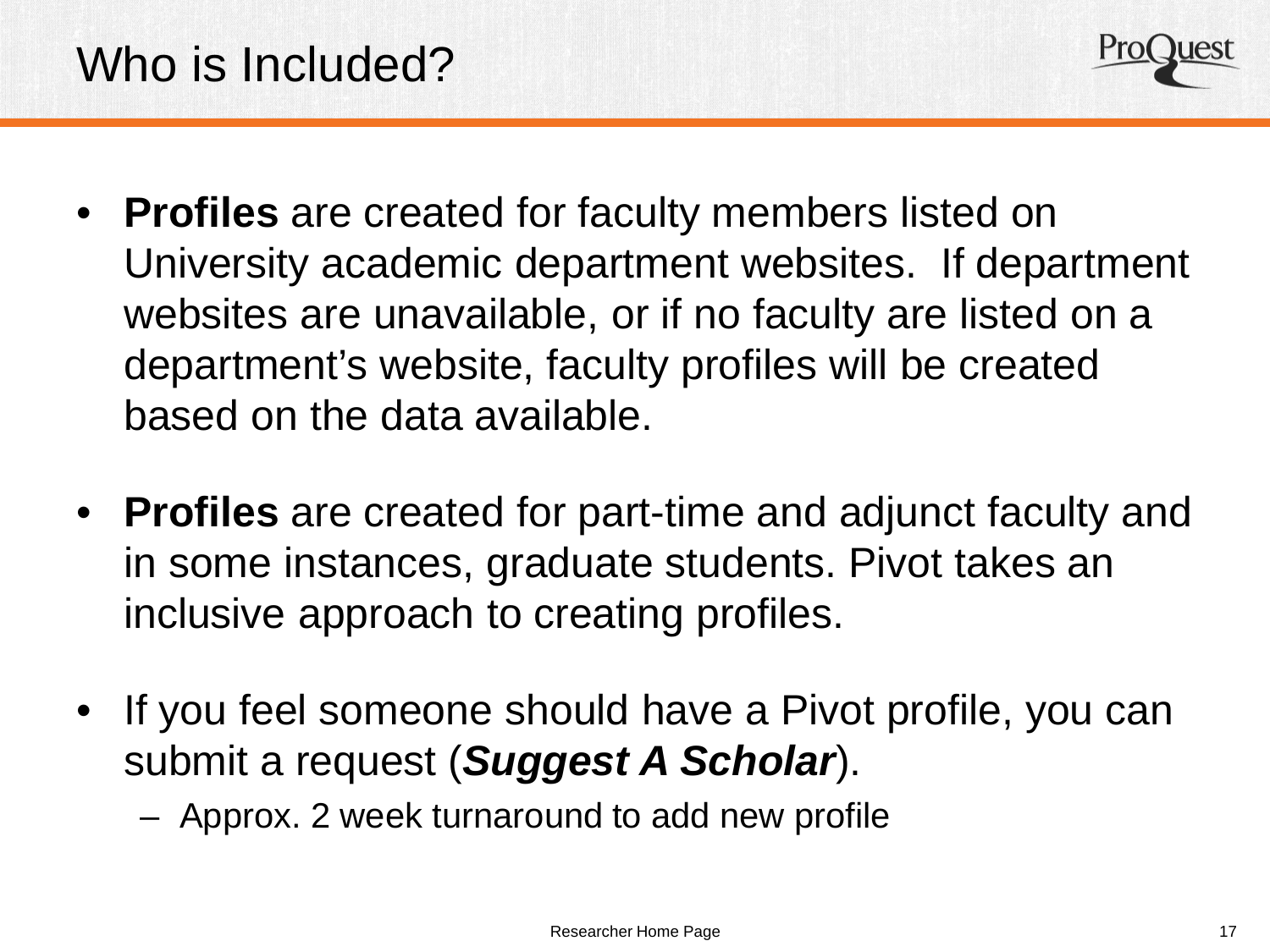# Who is Included?

- **Profiles** are created for faculty members listed on University academic department websites. If department websites are unavailable, or if no faculty are listed on a department's website, faculty profiles will be created based on the data available.

- **Profiles** are created for part-time and adjunct faculty and in some instances, graduate students. Pivot takes an inclusive approach to creating profiles.

- If you feel someone should have a Pivot profile, you can submit a request (***Suggest A Scholar***).
  - Approx. 2 week turnaround to add new profile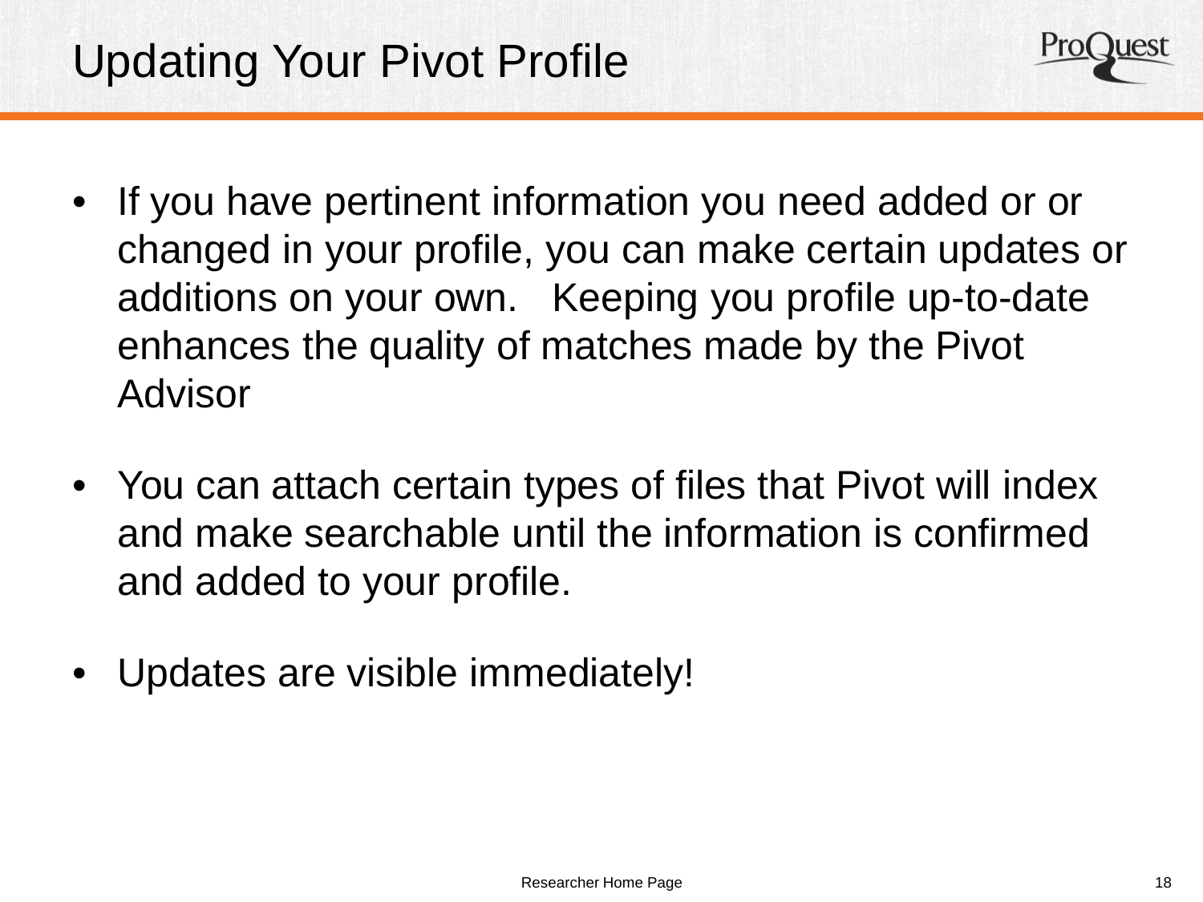# Updating Your Pivot Profile

- If you have pertinent information you need added or or changed in your profile, you can make certain updates or additions on your own. Keeping you profile up-to-date enhances the quality of matches made by the Pivot Advisor
- You can attach certain types of files that Pivot will index and make searchable until the information is confirmed and added to your profile.
- Updates are visible immediately!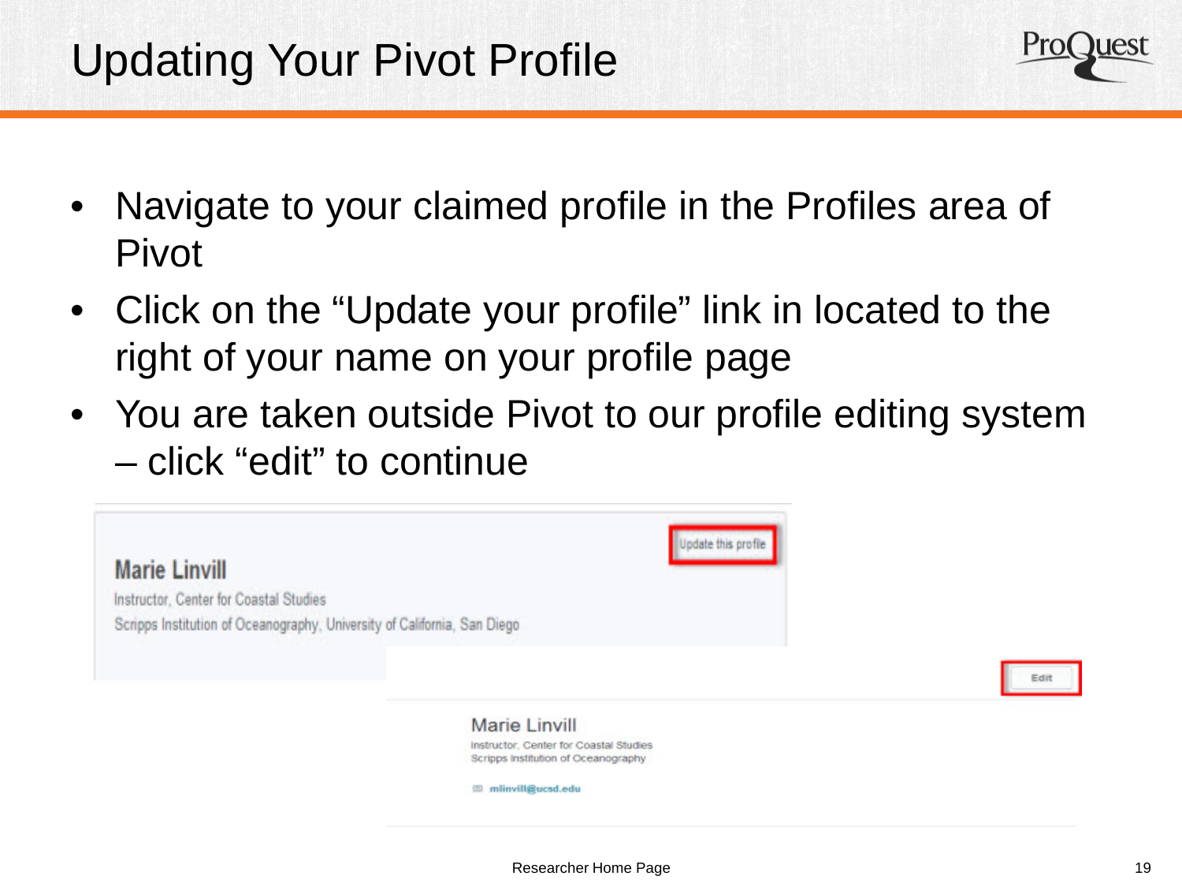# Updating Your Pivot Profile

- Navigate to your claimed profile in the Profiles area of Pivot
- Click on the “Update your profile” link in located to the right of your name on your profile page
- You are taken outside Pivot to our profile editing system – click “edit” to continue

Marie Linvill

Instructor, Center for Coastal Studies

Scripps Institution of Oceanography, University of California, San Diego

Update this profile

Edit

Marie Linvill

Instructor, Center for Coastal Studies

Scripps Institution of Oceanography

mlinvill@ucsd.edu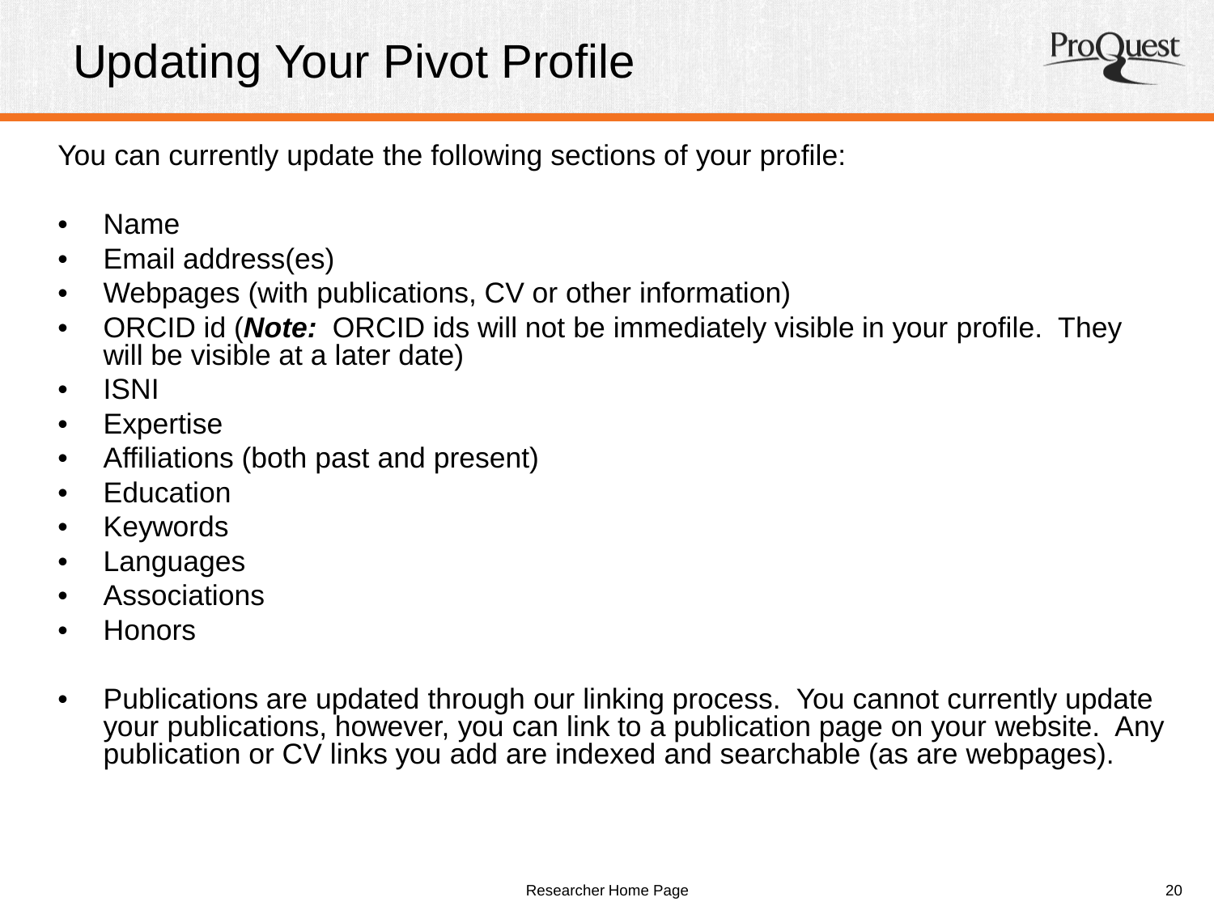# Updating Your Pivot Profile

You can currently update the following sections of your profile:

- Name
- Email address(es)
- Webpages (with publications, CV or other information)
- ORCID id (***Note:*** ORCID ids will not be immediately visible in your profile. They will be visible at a later date)
- ISNI
- Expertise
- Affiliations (both past and present)
- Education
- Keywords
- Languages
- Associations
- Honors

- Publications are updated through our linking process. You cannot currently update your publications, however, you can link to a publication page on your website. Any publication or CV links you add are indexed and searchable (as are webpages).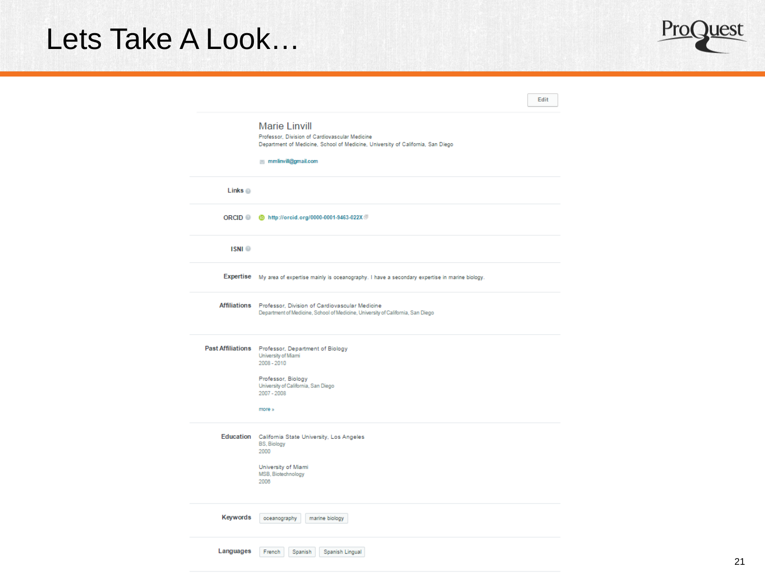# Lets Take A Look…

Edit

**Marie Linvill**

Professor, Division of Cardiovascular Medicine
Department of Medicine, School of Medicine, University of California, San Diego

mmlinvill@gmail.com

| | |
|---|---|
| **Links** | |
| **ORCID** | http://orcid.org/0000-0001-9463-022X |
| **ISNI** | |
| **Expertise** | My area of expertise mainly is oceanography. I have a secondary expertise in marine biology. |
| **Affiliations** | Professor, Division of Cardiovascular Medicine<br>Department of Medicine, School of Medicine, University of California, San Diego |
| **Past Affiliations** | Professor, Department of Biology<br>University of Miami<br>2008 - 2010<br><br>Professor, Biology<br>University of California, San Diego<br>2007 - 2008<br><br>more » |
| **Education** | California State University, Los Angeles<br>BS, Biology<br>2000<br><br>University of Miami<br>MSB, Biotechnology<br>2006 |
| **Keywords** | oceanography, marine biology |
| **Languages** | French, Spanish, Spanish Lingual |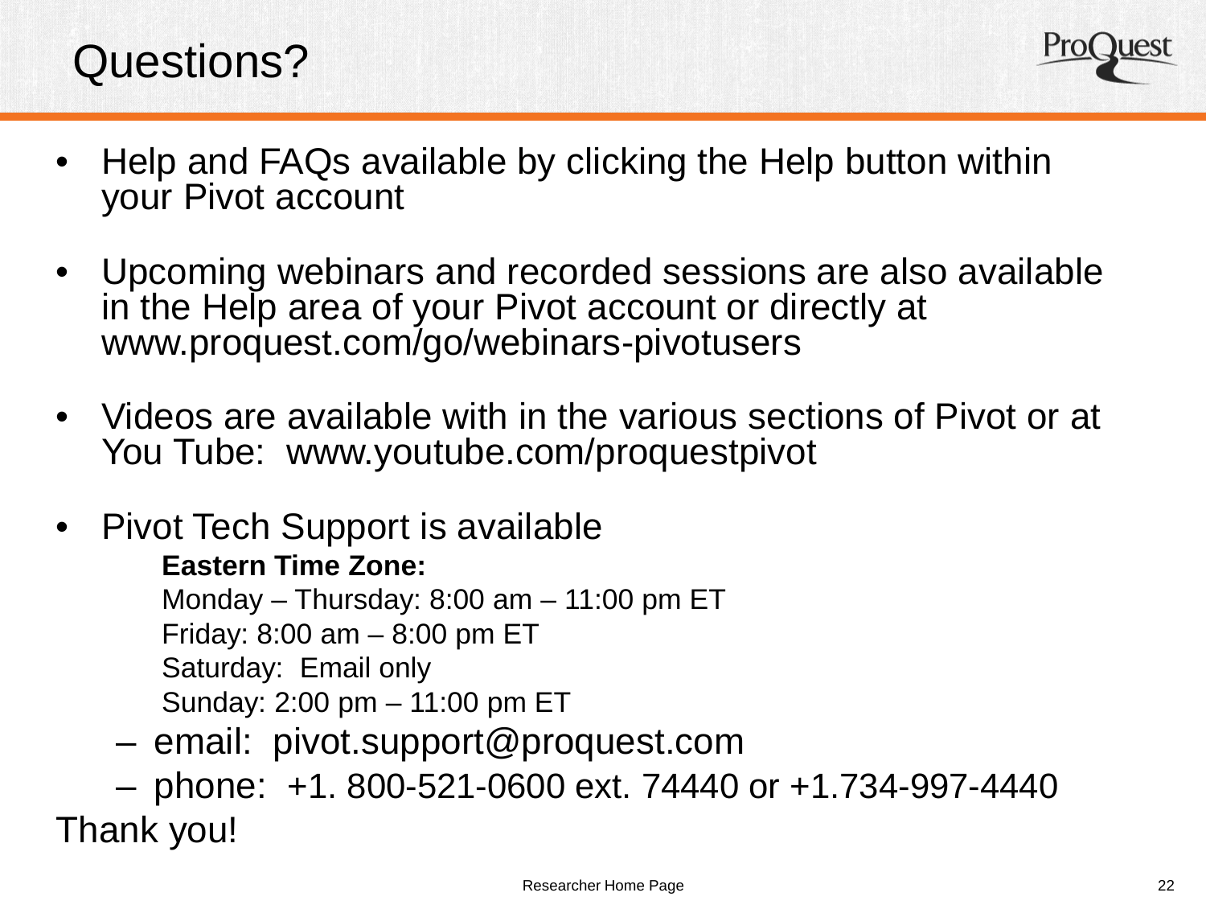# Questions?

- Help and FAQs available by clicking the Help button within your Pivot account

- Upcoming webinars and recorded sessions are also available in the Help area of your Pivot account or directly at www.proquest.com/go/webinars-pivotusers

- Videos are available with in the various sections of Pivot or at You Tube:  www.youtube.com/proquestpivot

- Pivot Tech Support is available

  **Eastern Time Zone:**
  Monday – Thursday: 8:00 am – 11:00 pm ET
  Friday: 8:00 am – 8:00 pm ET
  Saturday:  Email only
  Sunday: 2:00 pm – 11:00 pm ET

  – email:  pivot.support@proquest.com
  – phone:  +1. 800-521-0600 ext. 74440 or +1.734-997-4440

Thank you!